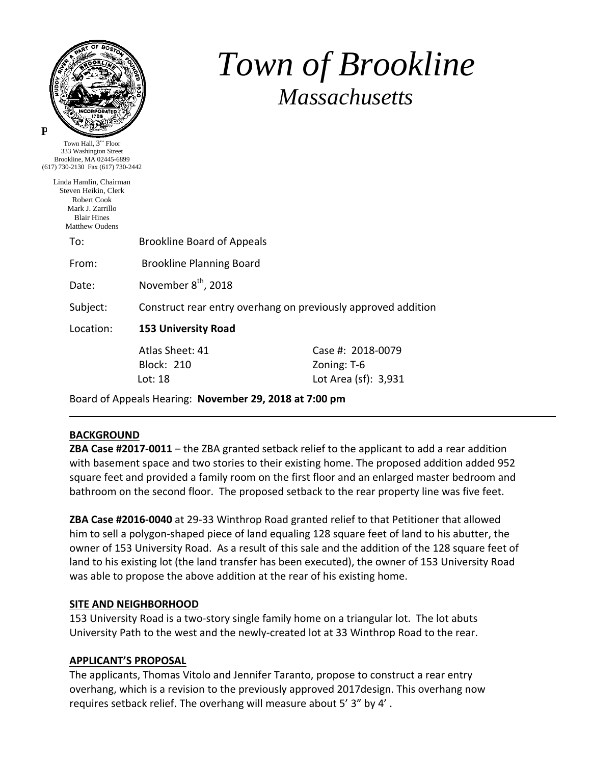# Town of Brookline

## Massachusetts

P

Town Hall, 3rd Floor
333 Washington Street
Brookline, MA 02445-6899
(617) 730-2130 Fax (617) 730-2442

Linda Hamlin, Chairman
Steven Heikin, Clerk
Robert Cook
Mark J. Zarrillo
Blair Hines
Matthew Oudens

To: Brookline Board of Appeals

From: Brookline Planning Board

Date: November 8th, 2018

Subject: Construct rear entry overhang on previously approved addition

Location: **153 University Road**

| | |
|---|---|
| Atlas Sheet: 41 | Case #: 2018-0079 |
| Block: 210 | Zoning: T-6 |
| Lot: 18 | Lot Area (sf): 3,931 |

Board of Appeals Hearing: **November 29, 2018 at 7:00 pm**

---

## BACKGROUND

**ZBA Case #2017-0011** – the ZBA granted setback relief to the applicant to add a rear addition with basement space and two stories to their existing home. The proposed addition added 952 square feet and provided a family room on the first floor and an enlarged master bedroom and bathroom on the second floor. The proposed setback to the rear property line was five feet.

**ZBA Case #2016-0040** at 29-33 Winthrop Road granted relief to that Petitioner that allowed him to sell a polygon-shaped piece of land equaling 128 square feet of land to his abutter, the owner of 153 University Road. As a result of this sale and the addition of the 128 square feet of land to his existing lot (the land transfer has been executed), the owner of 153 University Road was able to propose the above addition at the rear of his existing home.

## SITE AND NEIGHBORHOOD

153 University Road is a two-story single family home on a triangular lot. The lot abuts University Path to the west and the newly-created lot at 33 Winthrop Road to the rear.

## APPLICANT'S PROPOSAL

The applicants, Thomas Vitolo and Jennifer Taranto, propose to construct a rear entry overhang, which is a revision to the previously approved 2017design. This overhang now requires setback relief. The overhang will measure about 5' 3" by 4' .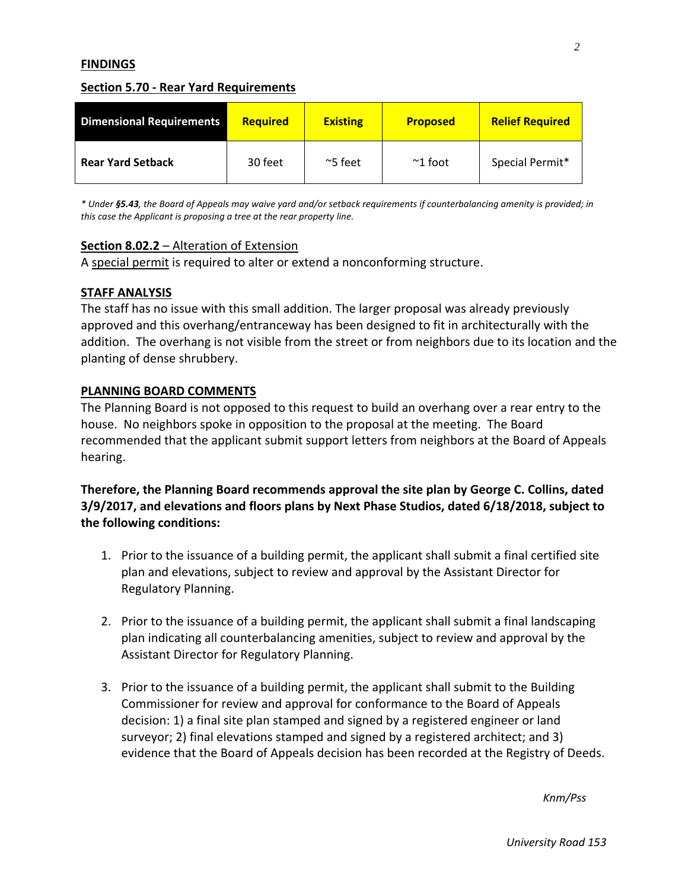**FINDINGS**

**Section 5.70 - Rear Yard Requirements**

| Dimensional Requirements | Required | Existing | Proposed | Relief Required |
|---|---|---|---|---|
| **Rear Yard Setback** | 30 feet | ~5 feet | ~1 foot | Special Permit* |

*\* Under **§5.43**, the Board of Appeals may waive yard and/or setback requirements if counterbalancing amenity is provided; in this case the Applicant is proposing a tree at the rear property line.*

**Section 8.02.2** – Alteration of Extension
A special permit is required to alter or extend a nonconforming structure.

**STAFF ANALYSIS**
The staff has no issue with this small addition. The larger proposal was already previously approved and this overhang/entranceway has been designed to fit in architecturally with the addition. The overhang is not visible from the street or from neighbors due to its location and the planting of dense shrubbery.

**PLANNING BOARD COMMENTS**
The Planning Board is not opposed to this request to build an overhang over a rear entry to the house. No neighbors spoke in opposition to the proposal at the meeting. The Board recommended that the applicant submit support letters from neighbors at the Board of Appeals hearing.

**Therefore, the Planning Board recommends approval the site plan by George C. Collins, dated 3/9/2017, and elevations and floors plans by Next Phase Studios, dated 6/18/2018, subject to the following conditions:**

1. Prior to the issuance of a building permit, the applicant shall submit a final certified site plan and elevations, subject to review and approval by the Assistant Director for Regulatory Planning.

2. Prior to the issuance of a building permit, the applicant shall submit a final landscaping plan indicating all counterbalancing amenities, subject to review and approval by the Assistant Director for Regulatory Planning.

3. Prior to the issuance of a building permit, the applicant shall submit to the Building Commissioner for review and approval for conformance to the Board of Appeals decision: 1) a final site plan stamped and signed by a registered engineer or land surveyor; 2) final elevations stamped and signed by a registered architect; and 3) evidence that the Board of Appeals decision has been recorded at the Registry of Deeds.

*Knm/Pss*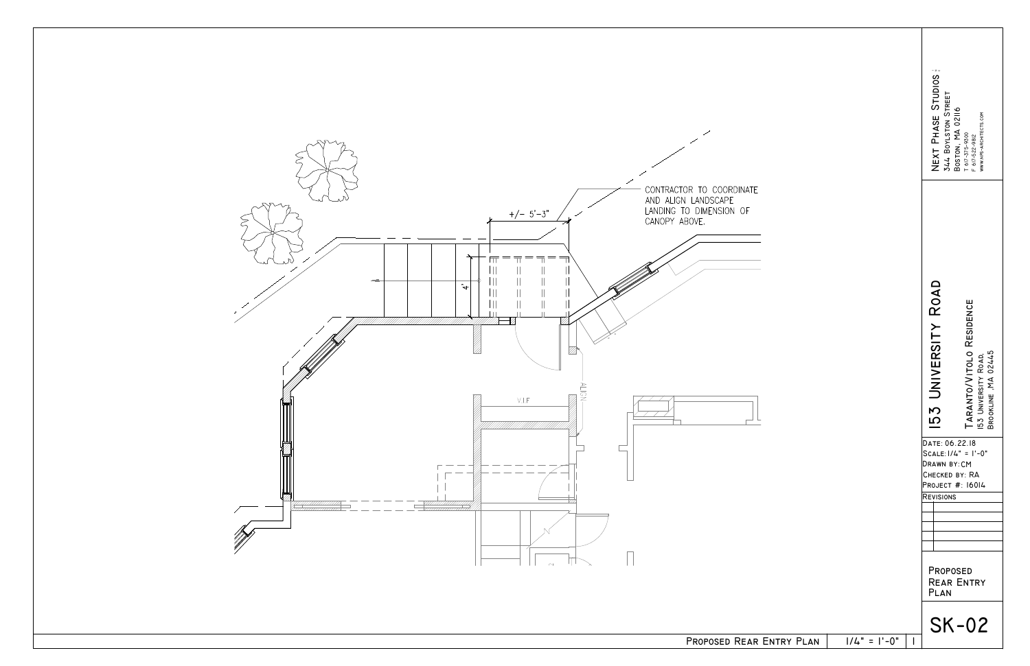CONTRACTOR TO COORDINATE AND ALIGN LANDSCAPE LANDING TO DIMENSION OF CANOPY ABOVE.

+/- 5'-3"

4'

V.I.F

ALIGN

**Next Phase Studios**
344 Boylston Street
Boston, MA 02116
T 617-375-9300
F 617-522-9812
www.nps-architects.com

# 153 University Road

Taranto/Vitolo Residence
153 University Road,
Brookline, MA 02445

Date: 06.22.18
Scale: 1/4" = 1'-0"
Drawn by: CM
Checked by: RA
Project #: 16014

Revisions

Proposed Rear Entry Plan

# SK-02

Proposed Rear Entry Plan | 1/4" = 1'-0" | 1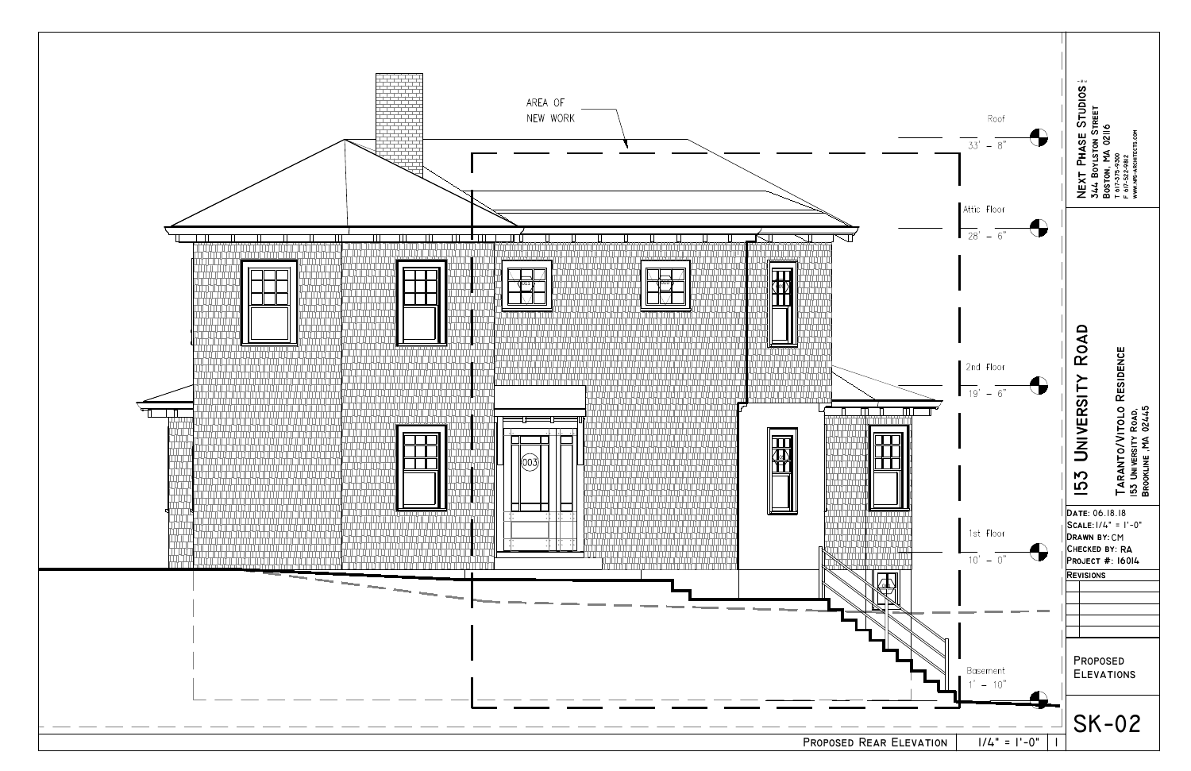AREA OF NEW WORK

Roof
33' – 8"

Attic Floor
28' – 6"

2nd Floor
19' – 6"

1st Floor
10' – 0"

Basement
1' – 10"

003

**NEXT PHASE STUDIOS**
344 BOYLSTON STREET
BOSTON, MA 02116
T 617-375-9300
F 617-522-9812
WWW.NPS-ARCHITECTS.COM

# 153 UNIVERSITY ROAD

TARANTO/VITOLO RESIDENCE
153 UNIVERSITY ROAD,
BROOKLINE, MA 02445

DATE: 06.18.18
SCALE: 1/4" = 1'-0"
DRAWN BY: CM
CHECKED BY: RA
PROJECT #: 16014

REVISIONS

PROPOSED ELEVATIONS

SK-02

PROPOSED REAR ELEVATION | 1/4" = 1'-0" | 1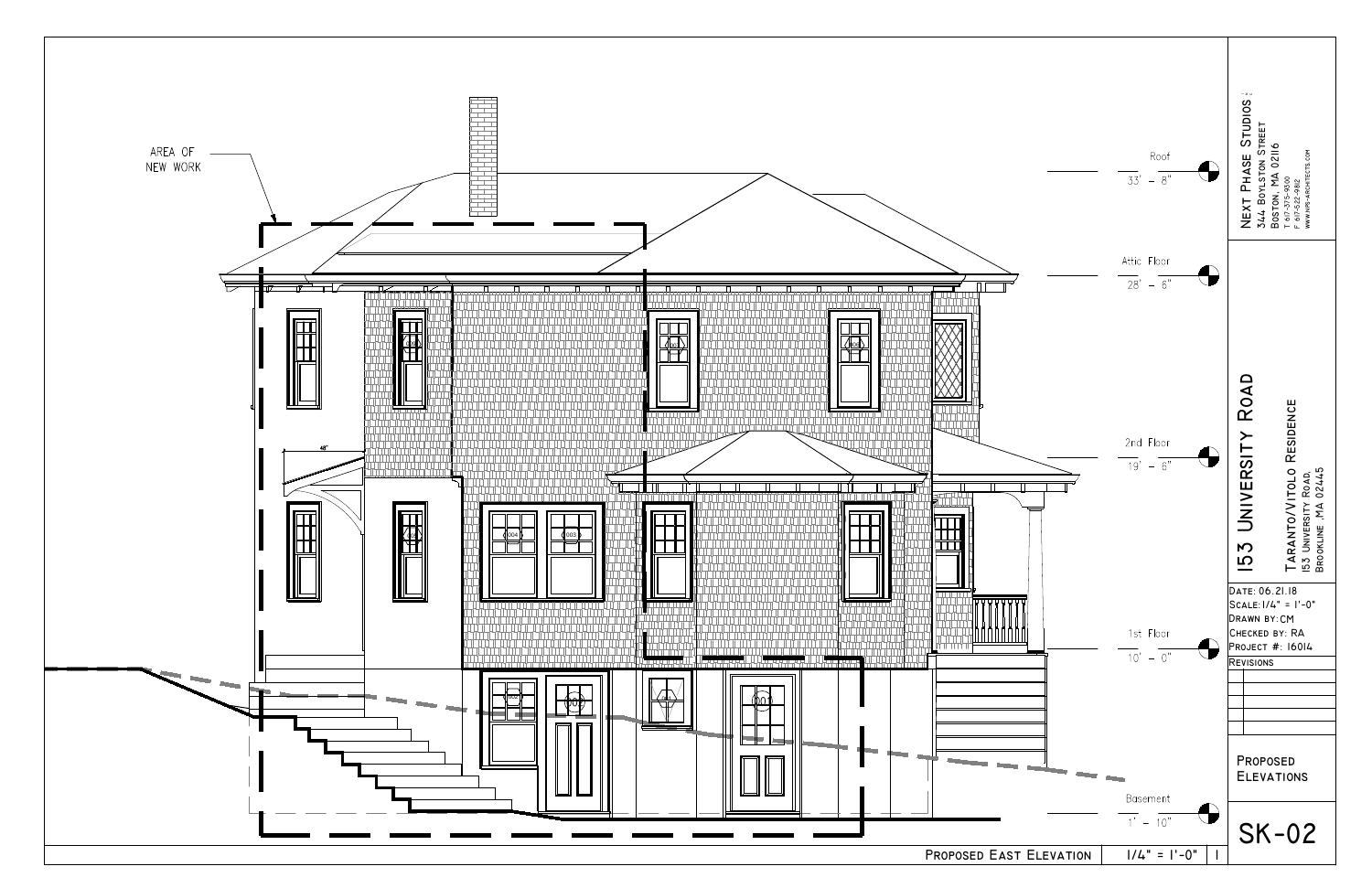AREA OF NEW WORK

Roof
33' – 8"

Attic Floor
28' – 6"

2nd Floor
19' – 6"

1st Floor
10' – 0"

Basement
1' – 10"

48"

PROPOSED EAST ELEVATION 1/4" = 1'-0" 1

NEXT PHASE STUDIOS
344 BOYLSTON STREET
BOSTON, MA 02116
T 617-375-9300
F 617-522-9812
WWW.NPS-ARCHITECTS.COM

# 153 UNIVERSITY ROAD

TARANTO/VITOLO RESIDENCE
153 UNIVERSITY ROAD,
BROOKLINE ,MA 02445

DATE: 06.21.18
SCALE: 1/4" = 1'-0"
DRAWN BY: CM
CHECKED BY: RA
PROJECT #: 16014

REVISIONS

PROPOSED ELEVATIONS

SK-02